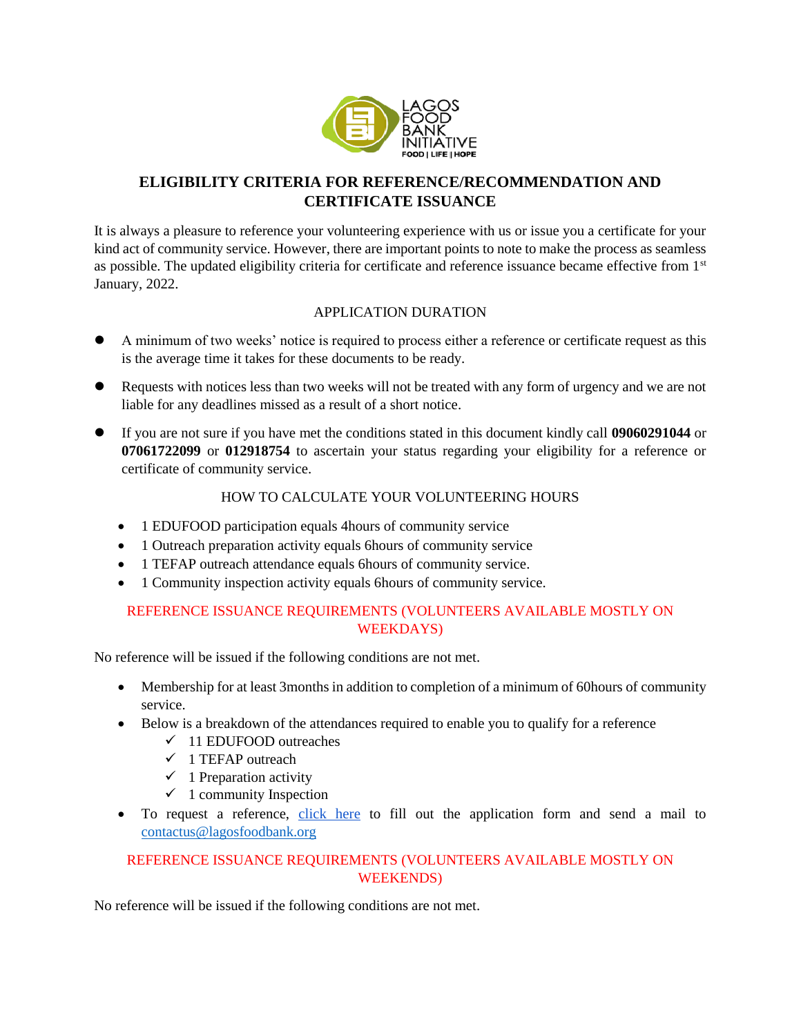LAGOS FOOD BANK INITIATIVE

FOOD | LIFE | HOPE

## ELIGIBILITY CRITERIA FOR REFERENCE/RECOMMENDATION AND CERTIFICATE ISSUANCE

It is always a pleasure to reference your volunteering experience with us or issue you a certificate for your kind act of community service. However, there are important points to note to make the process as seamless as possible. The updated eligibility criteria for certificate and reference issuance became effective from 1st January, 2022.

### APPLICATION DURATION

- A minimum of two weeks' notice is required to process either a reference or certificate request as this is the average time it takes for these documents to be ready.
- Requests with notices less than two weeks will not be treated with any form of urgency and we are not liable for any deadlines missed as a result of a short notice.
- If you are not sure if you have met the conditions stated in this document kindly call **09060291044** or **07061722099** or **012918754** to ascertain your status regarding your eligibility for a reference or certificate of community service.

### HOW TO CALCULATE YOUR VOLUNTEERING HOURS

- 1 EDUFOOD participation equals 4hours of community service
- 1 Outreach preparation activity equals 6hours of community service
- 1 TEFAP outreach attendance equals 6hours of community service.
- 1 Community inspection activity equals 6hours of community service.

### REFERENCE ISSUANCE REQUIREMENTS (VOLUNTEERS AVAILABLE MOSTLY ON WEEKDAYS)

No reference will be issued if the following conditions are not met.

- Membership for at least 3months in addition to completion of a minimum of 60hours of community service.
- Below is a breakdown of the attendances required to enable you to qualify for a reference
  - ✓ 11 EDUFOOD outreaches
  - ✓ 1 TEFAP outreach
  - ✓ 1 Preparation activity
  - ✓ 1 community Inspection
- To request a reference, click here to fill out the application form and send a mail to contactus@lagosfoodbank.org

### REFERENCE ISSUANCE REQUIREMENTS (VOLUNTEERS AVAILABLE MOSTLY ON WEEKENDS)

No reference will be issued if the following conditions are not met.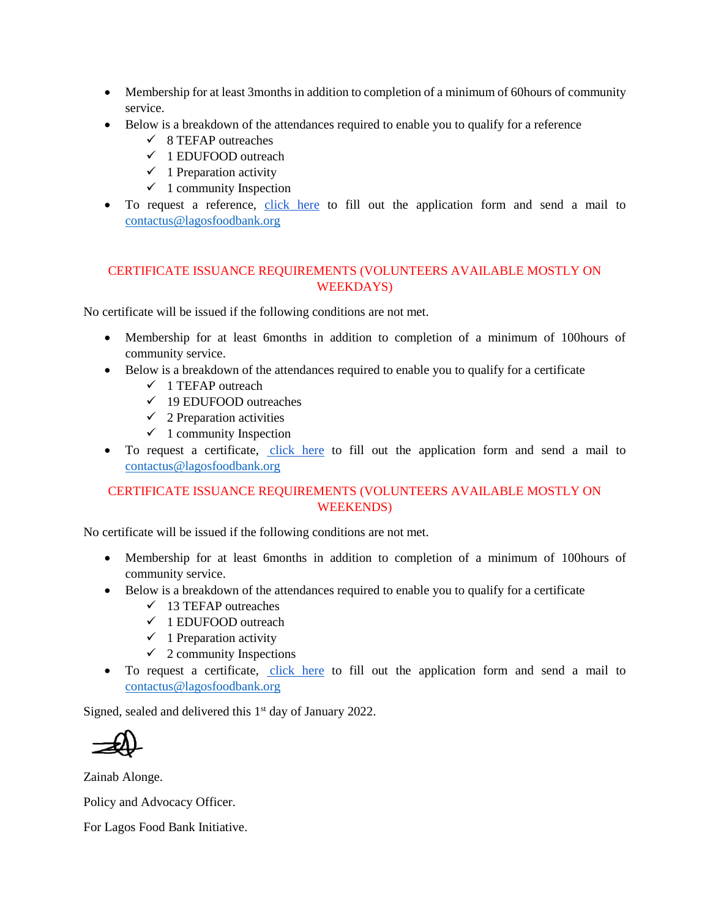- Membership for at least 3months in addition to completion of a minimum of 60hours of community service.
- Below is a breakdown of the attendances required to enable you to qualify for a reference
  - ✓ 8 TEFAP outreaches
  - ✓ 1 EDUFOOD outreach
  - ✓ 1 Preparation activity
  - ✓ 1 community Inspection
- To request a reference, [click here]() to fill out the application form and send a mail to [contactus@lagosfoodbank.org](mailto:contactus@lagosfoodbank.org)

## CERTIFICATE ISSUANCE REQUIREMENTS (VOLUNTEERS AVAILABLE MOSTLY ON WEEKDAYS)

No certificate will be issued if the following conditions are not met.

- Membership for at least 6months in addition to completion of a minimum of 100hours of community service.
- Below is a breakdown of the attendances required to enable you to qualify for a certificate
  - ✓ 1 TEFAP outreach
  - ✓ 19 EDUFOOD outreaches
  - ✓ 2 Preparation activities
  - ✓ 1 community Inspection
- To request a certificate, [click here]() to fill out the application form and send a mail to [contactus@lagosfoodbank.org](mailto:contactus@lagosfoodbank.org)

## CERTIFICATE ISSUANCE REQUIREMENTS (VOLUNTEERS AVAILABLE MOSTLY ON WEEKENDS)

No certificate will be issued if the following conditions are not met.

- Membership for at least 6months in addition to completion of a minimum of 100hours of community service.
- Below is a breakdown of the attendances required to enable you to qualify for a certificate
  - ✓ 13 TEFAP outreaches
  - ✓ 1 EDUFOOD outreach
  - ✓ 1 Preparation activity
  - ✓ 2 community Inspections
- To request a certificate, [click here]() to fill out the application form and send a mail to [contactus@lagosfoodbank.org](mailto:contactus@lagosfoodbank.org)

Signed, sealed and delivered this 1st day of January 2022.

Zainab Alonge.

Policy and Advocacy Officer.

For Lagos Food Bank Initiative.